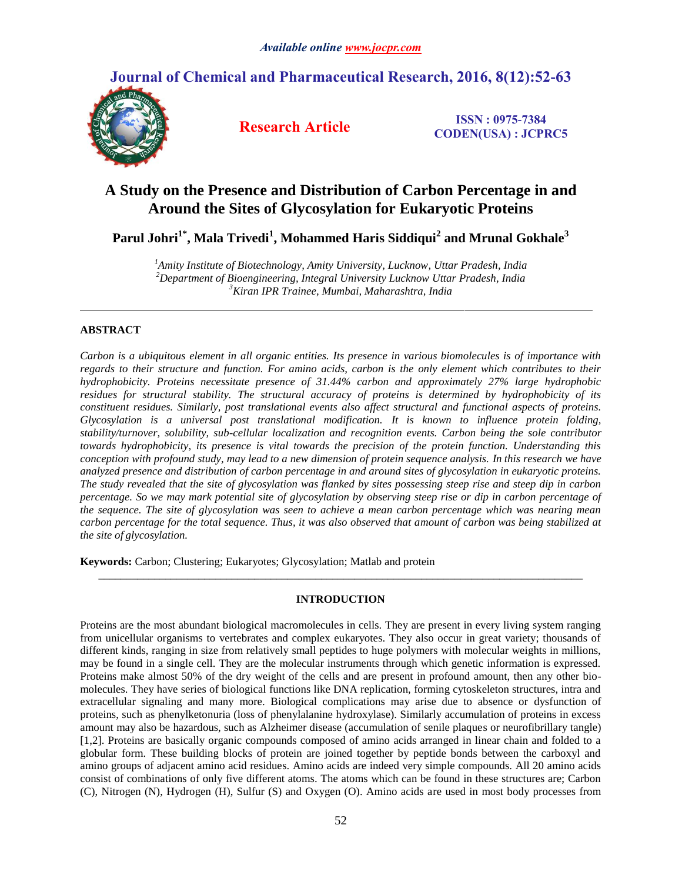*Available online www.jocpr.com*

# Journal of Chemical and Pharmaceutical Research, 2016, 8(12):52-63

**Research Article**

**ISSN : 0975-7384**
**CODEN(USA) : JCPRC5**

# A Study on the Presence and Distribution of Carbon Percentage in and Around the Sites of Glycosylation for Eukaryotic Proteins

**Parul Johri[1*], Mala Trivedi[1], Mohammed Haris Siddiqui[2] and Mrunal Gokhale[3]**

*[1]Amity Institute of Biotechnology, Amity University, Lucknow, Uttar Pradesh, India*
*[2]Department of Bioengineering, Integral University Lucknow Uttar Pradesh, India*
*[3]Kiran IPR Trainee, Mumbai, Maharashtra, India*

---

## ABSTRACT

*Carbon is a ubiquitous element in all organic entities. Its presence in various biomolecules is of importance with regards to their structure and function. For amino acids, carbon is the only element which contributes to their hydrophobicity. Proteins necessitate presence of 31.44% carbon and approximately 27% large hydrophobic residues for structural stability. The structural accuracy of proteins is determined by hydrophobicity of its constituent residues. Similarly, post translational events also affect structural and functional aspects of proteins. Glycosylation is a universal post translational modification. It is known to influence protein folding, stability/turnover, solubility, sub-cellular localization and recognition events. Carbon being the sole contributor towards hydrophobicity, its presence is vital towards the precision of the protein function. Understanding this conception with profound study, may lead to a new dimension of protein sequence analysis. In this research we have analyzed presence and distribution of carbon percentage in and around sites of glycosylation in eukaryotic proteins. The study revealed that the site of glycosylation was flanked by sites possessing steep rise and steep dip in carbon percentage. So we may mark potential site of glycosylation by observing steep rise or dip in carbon percentage of the sequence. The site of glycosylation was seen to achieve a mean carbon percentage which was nearing mean carbon percentage for the total sequence. Thus, it was also observed that amount of carbon was being stabilized at the site of glycosylation.*

**Keywords:** Carbon; Clustering; Eukaryotes; Glycosylation; Matlab and protein

---

## INTRODUCTION

Proteins are the most abundant biological macromolecules in cells. They are present in every living system ranging from unicellular organisms to vertebrates and complex eukaryotes. They also occur in great variety; thousands of different kinds, ranging in size from relatively small peptides to huge polymers with molecular weights in millions, may be found in a single cell. They are the molecular instruments through which genetic information is expressed. Proteins make almost 50% of the dry weight of the cells and are present in profound amount, then any other bio-molecules. They have series of biological functions like DNA replication, forming cytoskeleton structures, intra and extracellular signaling and many more. Biological complications may arise due to absence or dysfunction of proteins, such as phenylketonuria (loss of phenylalanine hydroxylase). Similarly accumulation of proteins in excess amount may also be hazardous, such as Alzheimer disease (accumulation of senile plaques or neurofibrillary tangle) [1,2]. Proteins are basically organic compounds composed of amino acids arranged in linear chain and folded to a globular form. These building blocks of protein are joined together by peptide bonds between the carboxyl and amino groups of adjacent amino acid residues. Amino acids are indeed very simple compounds. All 20 amino acids consist of combinations of only five different atoms. The atoms which can be found in these structures are; Carbon (C), Nitrogen (N), Hydrogen (H), Sulfur (S) and Oxygen (O). Amino acids are used in most body processes from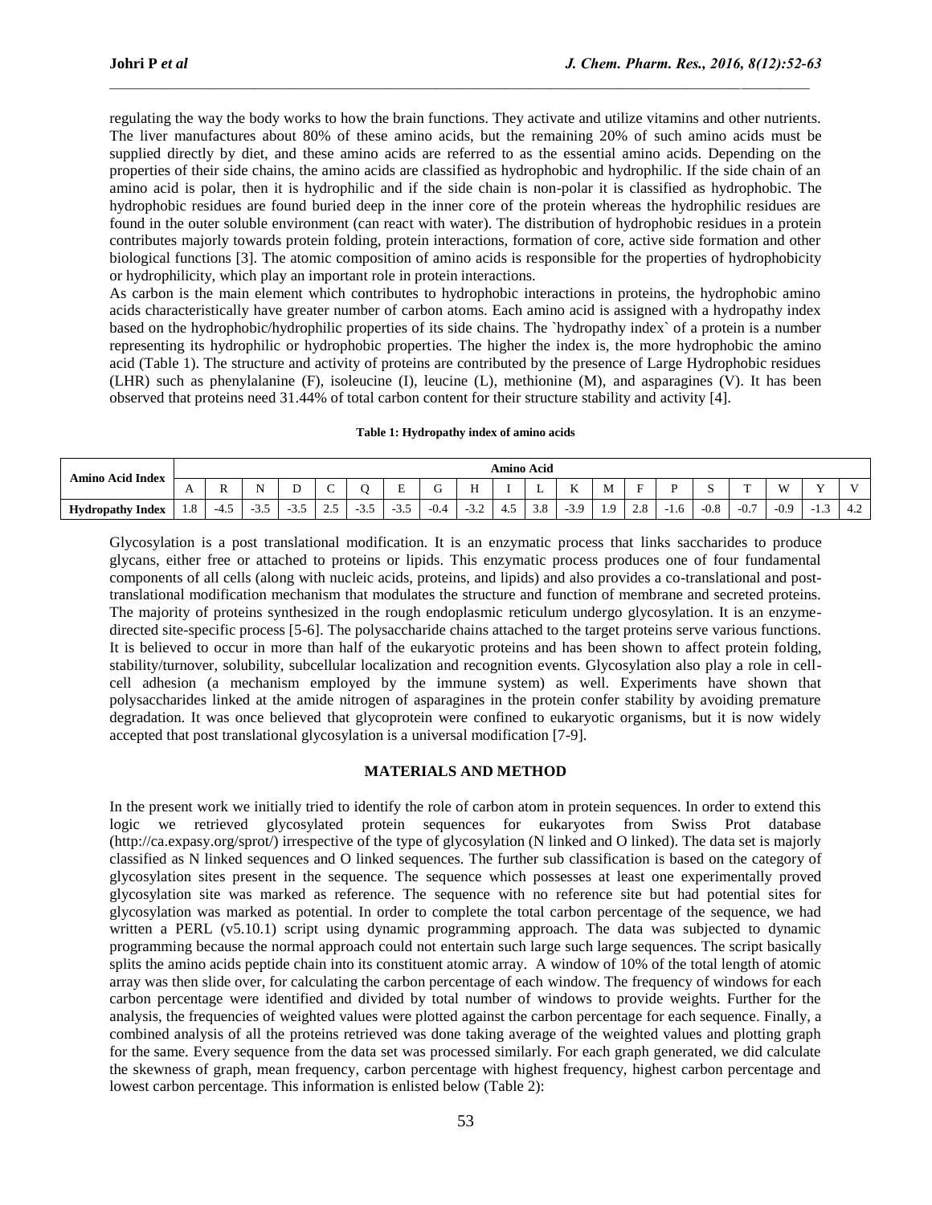regulating the way the body works to how the brain functions. They activate and utilize vitamins and other nutrients. The liver manufactures about 80% of these amino acids, but the remaining 20% of such amino acids must be supplied directly by diet, and these amino acids are referred to as the essential amino acids. Depending on the properties of their side chains, the amino acids are classified as hydrophobic and hydrophilic. If the side chain of an amino acid is polar, then it is hydrophilic and if the side chain is non-polar it is classified as hydrophobic. The hydrophobic residues are found buried deep in the inner core of the protein whereas the hydrophilic residues are found in the outer soluble environment (can react with water). The distribution of hydrophobic residues in a protein contributes majorly towards protein folding, protein interactions, formation of core, active side formation and other biological functions [3]. The atomic composition of amino acids is responsible for the properties of hydrophobicity or hydrophilicity, which play an important role in protein interactions.

As carbon is the main element which contributes to hydrophobic interactions in proteins, the hydrophobic amino acids characteristically have greater number of carbon atoms. Each amino acid is assigned with a hydropathy index based on the hydrophobic/hydrophilic properties of its side chains. The `hydropathy index` of a protein is a number representing its hydrophilic or hydrophobic properties. The higher the index is, the more hydrophobic the amino acid (Table 1). The structure and activity of proteins are contributed by the presence of Large Hydrophobic residues (LHR) such as phenylalanine (F), isoleucine (I), leucine (L), methionine (M), and asparagines (V). It has been observed that proteins need 31.44% of total carbon content for their structure stability and activity [4].

**Table 1: Hydropathy index of amino acids**

| Amino Acid Index | Amino Acid | | | | | | | | | | | | | | | | | | | |
|---|---|---|---|---|---|---|---|---|---|---|---|---|---|---|---|---|---|---|---|---|
| | A | R | N | D | C | Q | E | G | H | I | L | K | M | F | P | S | T | W | Y | V |
| **Hydropathy Index** | 1.8 | -4.5 | -3.5 | -3.5 | 2.5 | -3.5 | -3.5 | -0.4 | -3.2 | 4.5 | 3.8 | -3.9 | 1.9 | 2.8 | -1.6 | -0.8 | -0.7 | -0.9 | -1.3 | 4.2 |

Glycosylation is a post translational modification. It is an enzymatic process that links saccharides to produce glycans, either free or attached to proteins or lipids. This enzymatic process produces one of four fundamental components of all cells (along with nucleic acids, proteins, and lipids) and also provides a co-translational and post-translational modification mechanism that modulates the structure and function of membrane and secreted proteins. The majority of proteins synthesized in the rough endoplasmic reticulum undergo glycosylation. It is an enzyme-directed site-specific process [5-6]. The polysaccharide chains attached to the target proteins serve various functions. It is believed to occur in more than half of the eukaryotic proteins and has been shown to affect protein folding, stability/turnover, solubility, subcellular localization and recognition events. Glycosylation also play a role in cell-cell adhesion (a mechanism employed by the immune system) as well. Experiments have shown that polysaccharides linked at the amide nitrogen of asparagines in the protein confer stability by avoiding premature degradation. It was once believed that glycoprotein were confined to eukaryotic organisms, but it is now widely accepted that post translational glycosylation is a universal modification [7-9].

## MATERIALS AND METHOD

In the present work we initially tried to identify the role of carbon atom in protein sequences. In order to extend this logic we retrieved glycosylated protein sequences for eukaryotes from Swiss Prot database (http://ca.expasy.org/sprot/) irrespective of the type of glycosylation (N linked and O linked). The data set is majorly classified as N linked sequences and O linked sequences. The further sub classification is based on the category of glycosylation sites present in the sequence. The sequence which possesses at least one experimentally proved glycosylation site was marked as reference. The sequence with no reference site but had potential sites for glycosylation was marked as potential. In order to complete the total carbon percentage of the sequence, we had written a PERL (v5.10.1) script using dynamic programming approach. The data was subjected to dynamic programming because the normal approach could not entertain such large such large sequences. The script basically splits the amino acids peptide chain into its constituent atomic array. A window of 10% of the total length of atomic array was then slide over, for calculating the carbon percentage of each window. The frequency of windows for each carbon percentage were identified and divided by total number of windows to provide weights. Further for the analysis, the frequencies of weighted values were plotted against the carbon percentage for each sequence. Finally, a combined analysis of all the proteins retrieved was done taking average of the weighted values and plotting graph for the same. Every sequence from the data set was processed similarly. For each graph generated, we did calculate the skewness of graph, mean frequency, carbon percentage with highest frequency, highest carbon percentage and lowest carbon percentage. This information is enlisted below (Table 2):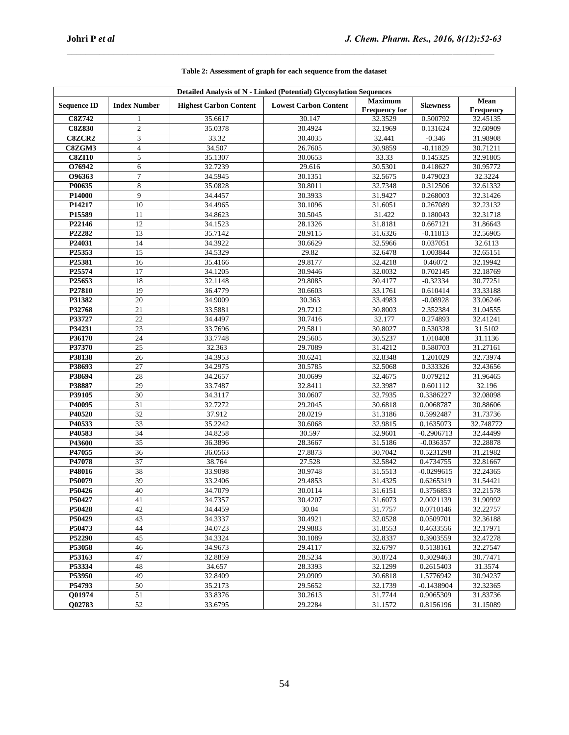**Table 2: Assessment of graph for each sequence from the dataset**

| Detailed Analysis of N - Linked (Potential) Glycosylation Sequences | | | | | | |
|---|---|---|---|---|---|---|
| **Sequence ID** | **Index Number** | **Highest Carbon Content** | **Lowest Carbon Content** | **Maximum Frequency for** | **Skewness** | **Mean Frequency** |
| **C8Z742** | 1 | 35.6617 | 30.147 | 32.3529 | 0.500792 | 32.45135 |
| **C8Z830** | 2 | 35.0378 | 30.4924 | 32.1969 | 0.131624 | 32.60909 |
| **C8ZCR2** | 3 | 33.32 | 30.4035 | 32.441 | -0.346 | 31.98908 |
| **C8ZGM3** | 4 | 34.507 | 26.7605 | 30.9859 | -0.11829 | 30.71211 |
| **C8ZI10** | 5 | 35.1307 | 30.0653 | 33.33 | 0.145325 | 32.91805 |
| **O76942** | 6 | 32.7239 | 29.616 | 30.5301 | 0.418627 | 30.95772 |
| **O96363** | 7 | 34.5945 | 30.1351 | 32.5675 | 0.479023 | 32.3224 |
| **P00635** | 8 | 35.0828 | 30.8011 | 32.7348 | 0.312506 | 32.61332 |
| **P14000** | 9 | 34.4457 | 30.3933 | 31.9427 | 0.268003 | 32.31426 |
| **P14217** | 10 | 34.4965 | 30.1096 | 31.6051 | 0.267089 | 32.23132 |
| **P15589** | 11 | 34.8623 | 30.5045 | 31.422 | 0.180043 | 32.31718 |
| **P22146** | 12 | 34.1523 | 28.1326 | 31.8181 | 0.667121 | 31.86643 |
| **P22282** | 13 | 35.7142 | 28.9115 | 31.6326 | -0.11813 | 32.56905 |
| **P24031** | 14 | 34.3922 | 30.6629 | 32.5966 | 0.037051 | 32.6113 |
| **P25353** | 15 | 34.5329 | 29.82 | 32.6478 | 1.003844 | 32.65151 |
| **P25381** | 16 | 35.4166 | 29.8177 | 32.4218 | 0.46072 | 32.19942 |
| **P25574** | 17 | 34.1205 | 30.9446 | 32.0032 | 0.702145 | 32.18769 |
| **P25653** | 18 | 32.1148 | 29.8085 | 30.4177 | -0.32334 | 30.77251 |
| **P27810** | 19 | 36.4779 | 30.6603 | 33.1761 | 0.610414 | 33.33188 |
| **P31382** | 20 | 34.9009 | 30.363 | 33.4983 | -0.08928 | 33.06246 |
| **P32768** | 21 | 33.5881 | 29.7212 | 30.8003 | 2.352384 | 31.04555 |
| **P33727** | 22 | 34.4497 | 30.7416 | 32.177 | 0.274893 | 32.41241 |
| **P34231** | 23 | 33.7696 | 29.5811 | 30.8027 | 0.530328 | 31.5102 |
| **P36170** | 24 | 33.7748 | 29.5605 | 30.5237 | 1.010408 | 31.1136 |
| **P37370** | 25 | 32.363 | 29.7089 | 31.4212 | 0.580703 | 31.27161 |
| **P38138** | 26 | 34.3953 | 30.6241 | 32.8348 | 1.201029 | 32.73974 |
| **P38693** | 27 | 34.2975 | 30.5785 | 32.5068 | 0.333326 | 32.43656 |
| **P38694** | 28 | 34.2657 | 30.0699 | 32.4675 | 0.079212 | 31.96465 |
| **P38887** | 29 | 33.7487 | 32.8411 | 32.3987 | 0.601112 | 32.196 |
| **P39105** | 30 | 34.3117 | 30.0607 | 32.7935 | 0.3386227 | 32.08098 |
| **P40095** | 31 | 32.7272 | 29.2045 | 30.6818 | 0.0068787 | 30.88606 |
| **P40520** | 32 | 37.912 | 28.0219 | 31.3186 | 0.5992487 | 31.73736 |
| **P40533** | 33 | 35.2242 | 30.6068 | 32.9815 | 0.1635073 | 32.748772 |
| **P40583** | 34 | 34.8258 | 30.597 | 32.9601 | -0.2906713 | 32.44499 |
| **P43600** | 35 | 36.3896 | 28.3667 | 31.5186 | -0.036357 | 32.28878 |
| **P47055** | 36 | 36.0563 | 27.8873 | 30.7042 | 0.5231298 | 31.21982 |
| **P47078** | 37 | 38.764 | 27.528 | 32.5842 | 0.4734755 | 32.81667 |
| **P48016** | 38 | 33.9098 | 30.9748 | 31.5513 | -0.0299615 | 32.24365 |
| **P50079** | 39 | 33.2406 | 29.4853 | 31.4325 | 0.6265319 | 31.54421 |
| **P50426** | 40 | 34.7079 | 30.0114 | 31.6151 | 0.3756853 | 32.21578 |
| **P50427** | 41 | 34.7357 | 30.4207 | 31.6073 | 2.0021139 | 31.90992 |
| **P50428** | 42 | 34.4459 | 30.04 | 31.7757 | 0.0710146 | 32.22757 |
| **P50429** | 43 | 34.3337 | 30.4921 | 32.0528 | 0.0509701 | 32.36188 |
| **P50473** | 44 | 34.0723 | 29.9883 | 31.8553 | 0.4633556 | 32.17971 |
| **P52290** | 45 | 34.3324 | 30.1089 | 32.8337 | 0.3903559 | 32.47278 |
| **P53058** | 46 | 34.9673 | 29.4117 | 32.6797 | 0.5138161 | 32.27547 |
| **P53163** | 47 | 32.8859 | 28.5234 | 30.8724 | 0.3029463 | 30.77471 |
| **P53334** | 48 | 34.657 | 28.3393 | 32.1299 | 0.2615403 | 31.3574 |
| **P53950** | 49 | 32.8409 | 29.0909 | 30.6818 | 1.5776942 | 30.94237 |
| **P54793** | 50 | 35.2173 | 29.5652 | 32.1739 | -0.1438904 | 32.32365 |
| **Q01974** | 51 | 33.8376 | 30.2613 | 31.7744 | 0.9065309 | 31.83736 |
| **Q02783** | 52 | 33.6795 | 29.2284 | 31.1572 | 0.8156196 | 31.15089 |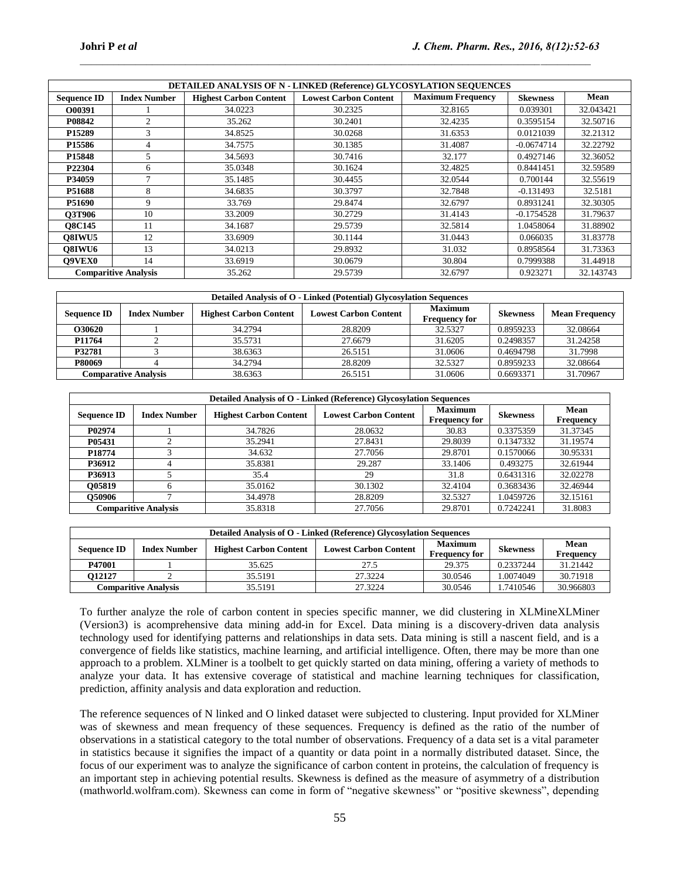| DETAILED ANALYSIS OF N - LINKED (Reference) GLYCOSYLATION SEQUENCES | | | | | | |
|---|---|---|---|---|---|---|
| **Sequence ID** | **Index Number** | **Highest Carbon Content** | **Lowest Carbon Content** | **Maximum Frequency** | **Skewness** | **Mean** |
| **O00391** | 1 | 34.0223 | 30.2325 | 32.8165 | 0.039301 | 32.043421 |
| **P08842** | 2 | 35.262 | 30.2401 | 32.4235 | 0.3595154 | 32.50716 |
| **P15289** | 3 | 34.8525 | 30.0268 | 31.6353 | 0.0121039 | 32.21312 |
| **P15586** | 4 | 34.7575 | 30.1385 | 31.4087 | -0.0674714 | 32.22792 |
| **P15848** | 5 | 34.5693 | 30.7416 | 32.177 | 0.4927146 | 32.36052 |
| **P22304** | 6 | 35.0348 | 30.1624 | 32.4825 | 0.8441451 | 32.59589 |
| **P34059** | 7 | 35.1485 | 30.4455 | 32.0544 | 0.700144 | 32.55619 |
| **P51688** | 8 | 34.6835 | 30.3797 | 32.7848 | -0.131493 | 32.5181 |
| **P51690** | 9 | 33.769 | 29.8474 | 32.6797 | 0.8931241 | 32.30305 |
| **Q3T906** | 10 | 33.2009 | 30.2729 | 31.4143 | -0.1754528 | 31.79637 |
| **Q8C145** | 11 | 34.1687 | 29.5739 | 32.5814 | 1.0458064 | 31.88902 |
| **Q8IWU5** | 12 | 33.6909 | 30.1144 | 31.0443 | 0.066035 | 31.83778 |
| **Q8IWU6** | 13 | 34.0213 | 29.8932 | 31.032 | 0.8958564 | 31.73363 |
| **Q9VEX0** | 14 | 33.6919 | 30.0679 | 30.804 | 0.7999388 | 31.44918 |
| **Comparitive Analysis** | | 35.262 | 29.5739 | 32.6797 | 0.923271 | 32.143743 |

| Detailed Analysis of O - Linked (Potential) Glycosylation Sequences | | | | | | |
|---|---|---|---|---|---|---|
| **Sequence ID** | **Index Number** | **Highest Carbon Content** | **Lowest Carbon Content** | **Maximum Frequency for** | **Skewness** | **Mean Frequency** |
| **O30620** | 1 | 34.2794 | 28.8209 | 32.5327 | 0.8959233 | 32.08664 |
| **P11764** | 2 | 35.5731 | 27.6679 | 31.6205 | 0.2498357 | 31.24258 |
| **P32781** | 3 | 38.6363 | 26.5151 | 31.0606 | 0.4694798 | 31.7998 |
| **P80069** | 4 | 34.2794 | 28.8209 | 32.5327 | 0.8959233 | 32.08664 |
| **Comparative Analysis** | | 38.6363 | 26.5151 | 31.0606 | 0.6693371 | 31.70967 |

| Detailed Analysis of O - Linked (Reference) Glycosylation Sequences | | | | | | |
|---|---|---|---|---|---|---|
| **Sequence ID** | **Index Number** | **Highest Carbon Content** | **Lowest Carbon Content** | **Maximum Frequency for** | **Skewness** | **Mean Frequency** |
| **P02974** | 1 | 34.7826 | 28.0632 | 30.83 | 0.3375359 | 31.37345 |
| **P05431** | 2 | 35.2941 | 27.8431 | 29.8039 | 0.1347332 | 31.19574 |
| **P18774** | 3 | 34.632 | 27.7056 | 29.8701 | 0.1570066 | 30.95331 |
| **P36912** | 4 | 35.8381 | 29.287 | 33.1406 | 0.493275 | 32.61944 |
| **P36913** | 5 | 35.4 | 29 | 31.8 | 0.6431316 | 32.02278 |
| **Q05819** | 6 | 35.0162 | 30.1302 | 32.4104 | 0.3683436 | 32.46944 |
| **Q50906** | 7 | 34.4978 | 28.8209 | 32.5327 | 1.0459726 | 32.15161 |
| **Comparitive Analysis** | | 35.8318 | 27.7056 | 29.8701 | 0.7242241 | 31.8083 |

| Detailed Analysis of O - Linked (Reference) Glycosylation Sequences | | | | | | |
|---|---|---|---|---|---|---|
| **Sequence ID** | **Index Number** | **Highest Carbon Content** | **Lowest Carbon Content** | **Maximum Frequency for** | **Skewness** | **Mean Frequency** |
| **P47001** | 1 | 35.625 | 27.5 | 29.375 | 0.2337244 | 31.21442 |
| **Q12127** | 2 | 35.5191 | 27.3224 | 30.0546 | 1.0074049 | 30.71918 |
| **Comparitive Analysis** | | 35.5191 | 27.3224 | 30.0546 | 1.7410546 | 30.966803 |

To further analyze the role of carbon content in species specific manner, we did clustering in XLMineXLMiner (Version3) is acomprehensive data mining add-in for Excel. Data mining is a discovery-driven data analysis technology used for identifying patterns and relationships in data sets. Data mining is still a nascent field, and is a convergence of fields like statistics, machine learning, and artificial intelligence. Often, there may be more than one approach to a problem. XLMiner is a toolbelt to get quickly started on data mining, offering a variety of methods to analyze your data. It has extensive coverage of statistical and machine learning techniques for classification, prediction, affinity analysis and data exploration and reduction.

The reference sequences of N linked and O linked dataset were subjected to clustering. Input provided for XLMiner was of skewness and mean frequency of these sequences. Frequency is defined as the ratio of the number of observations in a statistical category to the total number of observations. Frequency of a data set is a vital parameter in statistics because it signifies the impact of a quantity or data point in a normally distributed dataset. Since, the focus of our experiment was to analyze the significance of carbon content in proteins, the calculation of frequency is an important step in achieving potential results. Skewness is defined as the measure of asymmetry of a distribution (mathworld.wolfram.com). Skewness can come in form of "negative skewness" or "positive skewness", depending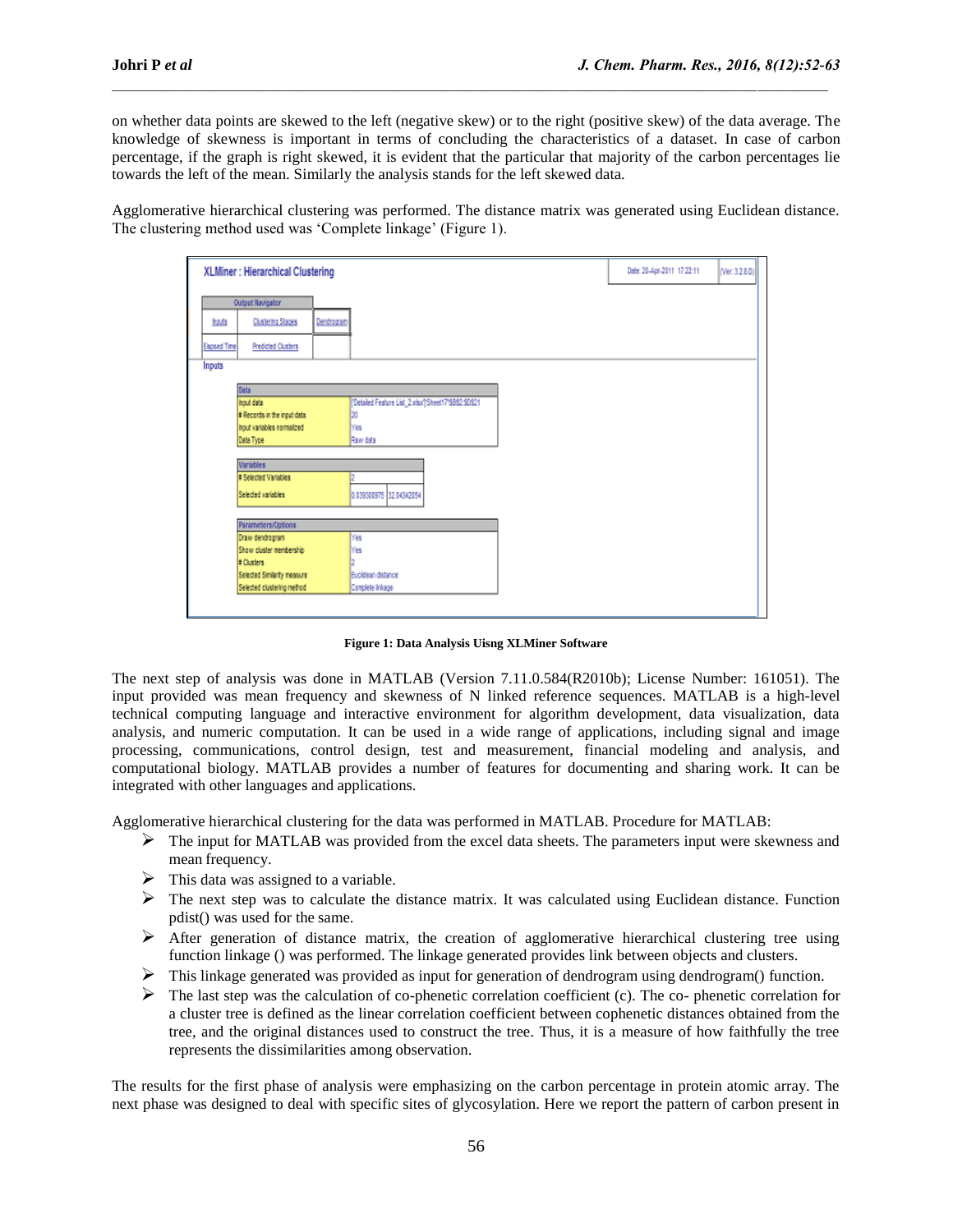on whether data points are skewed to the left (negative skew) or to the right (positive skew) of the data average. The knowledge of skewness is important in terms of concluding the characteristics of a dataset. In case of carbon percentage, if the graph is right skewed, it is evident that the particular that majority of the carbon percentages lie towards the left of the mean. Similarly the analysis stands for the left skewed data.

Agglomerative hierarchical clustering was performed. The distance matrix was generated using Euclidean distance. The clustering method used was 'Complete linkage' (Figure 1).

**XLMiner : Hierarchical Clustering**

Date: 28-Apr-2011 17:22:11 | Ver: 3.2.8.0

| Output Navigator | | |
|---|---|---|
| Inputs | Clustering Stages | Dendrogram |
| Elapsed Time | Predicted Clusters | |

**Inputs**

| Data | |
|---|---|
| Input data | ['Detailed Feature List_2.xlsx']'Sheet1'!$B$2:$D$21 |
| # Records in the input data | 20 |
| Input variables normalized | Yes |
| Data Type | Raw data |

| Variables | | |
|---|---|---|
| # Selected Variables | 2 | |
| Selected variables | 0.039308975 | 32.04342054 |

| Parameters/Options | |
|---|---|
| Draw dendrogram | Yes |
| Show cluster membership | Yes |
| # Clusters | 2 |
| Selected Similarity measure | Euclidean distance |
| Selected clustering method | Complete linkage |

**Figure 1: Data Analysis Uisng XLMiner Software**

The next step of analysis was done in MATLAB (Version 7.11.0.584(R2010b); License Number: 161051). The input provided was mean frequency and skewness of N linked reference sequences. MATLAB is a high-level technical computing language and interactive environment for algorithm development, data visualization, data analysis, and numeric computation. It can be used in a wide range of applications, including signal and image processing, communications, control design, test and measurement, financial modeling and analysis, and computational biology. MATLAB provides a number of features for documenting and sharing work. It can be integrated with other languages and applications.

Agglomerative hierarchical clustering for the data was performed in MATLAB. Procedure for MATLAB:

- The input for MATLAB was provided from the excel data sheets. The parameters input were skewness and mean frequency.
- This data was assigned to a variable.
- The next step was to calculate the distance matrix. It was calculated using Euclidean distance. Function pdist() was used for the same.
- After generation of distance matrix, the creation of agglomerative hierarchical clustering tree using function linkage () was performed. The linkage generated provides link between objects and clusters.
- This linkage generated was provided as input for generation of dendrogram using dendrogram() function.
- The last step was the calculation of co-phenetic correlation coefficient (c). The co- phenetic correlation for a cluster tree is defined as the linear correlation coefficient between cophenetic distances obtained from the tree, and the original distances used to construct the tree. Thus, it is a measure of how faithfully the tree represents the dissimilarities among observation.

The results for the first phase of analysis were emphasizing on the carbon percentage in protein atomic array. The next phase was designed to deal with specific sites of glycosylation. Here we report the pattern of carbon present in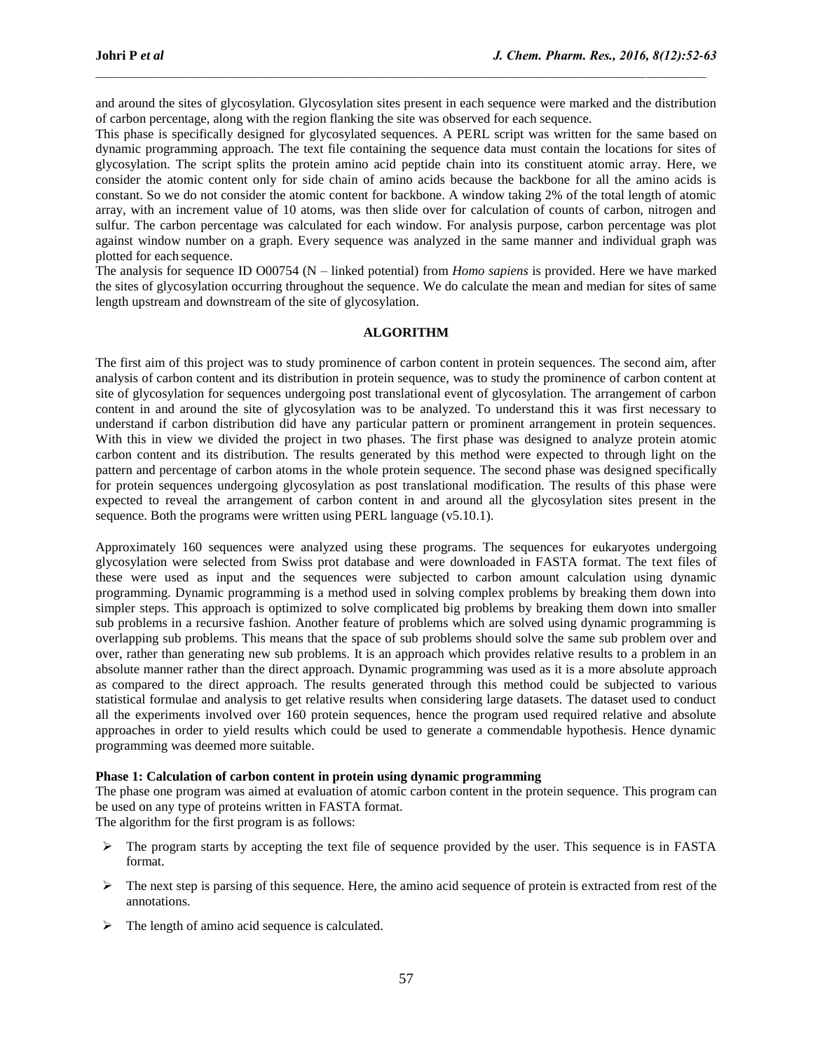and around the sites of glycosylation. Glycosylation sites present in each sequence were marked and the distribution of carbon percentage, along with the region flanking the site was observed for each sequence.

This phase is specifically designed for glycosylated sequences. A PERL script was written for the same based on dynamic programming approach. The text file containing the sequence data must contain the locations for sites of glycosylation. The script splits the protein amino acid peptide chain into its constituent atomic array. Here, we consider the atomic content only for side chain of amino acids because the backbone for all the amino acids is constant. So we do not consider the atomic content for backbone. A window taking 2% of the total length of atomic array, with an increment value of 10 atoms, was then slide over for calculation of counts of carbon, nitrogen and sulfur. The carbon percentage was calculated for each window. For analysis purpose, carbon percentage was plot against window number on a graph. Every sequence was analyzed in the same manner and individual graph was plotted for each sequence.

The analysis for sequence ID O00754 (N – linked potential) from *Homo sapiens* is provided. Here we have marked the sites of glycosylation occurring throughout the sequence. We do calculate the mean and median for sites of same length upstream and downstream of the site of glycosylation.

## ALGORITHM

The first aim of this project was to study prominence of carbon content in protein sequences. The second aim, after analysis of carbon content and its distribution in protein sequence, was to study the prominence of carbon content at site of glycosylation for sequences undergoing post translational event of glycosylation. The arrangement of carbon content in and around the site of glycosylation was to be analyzed. To understand this it was first necessary to understand if carbon distribution did have any particular pattern or prominent arrangement in protein sequences. With this in view we divided the project in two phases. The first phase was designed to analyze protein atomic carbon content and its distribution. The results generated by this method were expected to through light on the pattern and percentage of carbon atoms in the whole protein sequence. The second phase was designed specifically for protein sequences undergoing glycosylation as post translational modification. The results of this phase were expected to reveal the arrangement of carbon content in and around all the glycosylation sites present in the sequence. Both the programs were written using PERL language (v5.10.1).

Approximately 160 sequences were analyzed using these programs. The sequences for eukaryotes undergoing glycosylation were selected from Swiss prot database and were downloaded in FASTA format. The text files of these were used as input and the sequences were subjected to carbon amount calculation using dynamic programming. Dynamic programming is a method used in solving complex problems by breaking them down into simpler steps. This approach is optimized to solve complicated big problems by breaking them down into smaller sub problems in a recursive fashion. Another feature of problems which are solved using dynamic programming is overlapping sub problems. This means that the space of sub problems should solve the same sub problem over and over, rather than generating new sub problems. It is an approach which provides relative results to a problem in an absolute manner rather than the direct approach. Dynamic programming was used as it is a more absolute approach as compared to the direct approach. The results generated through this method could be subjected to various statistical formulae and analysis to get relative results when considering large datasets. The dataset used to conduct all the experiments involved over 160 protein sequences, hence the program used required relative and absolute approaches in order to yield results which could be used to generate a commendable hypothesis. Hence dynamic programming was deemed more suitable.

### Phase 1: Calculation of carbon content in protein using dynamic programming

The phase one program was aimed at evaluation of atomic carbon content in the protein sequence. This program can be used on any type of proteins written in FASTA format.

The algorithm for the first program is as follows:

- The program starts by accepting the text file of sequence provided by the user. This sequence is in FASTA format.
- The next step is parsing of this sequence. Here, the amino acid sequence of protein is extracted from rest of the annotations.
- The length of amino acid sequence is calculated.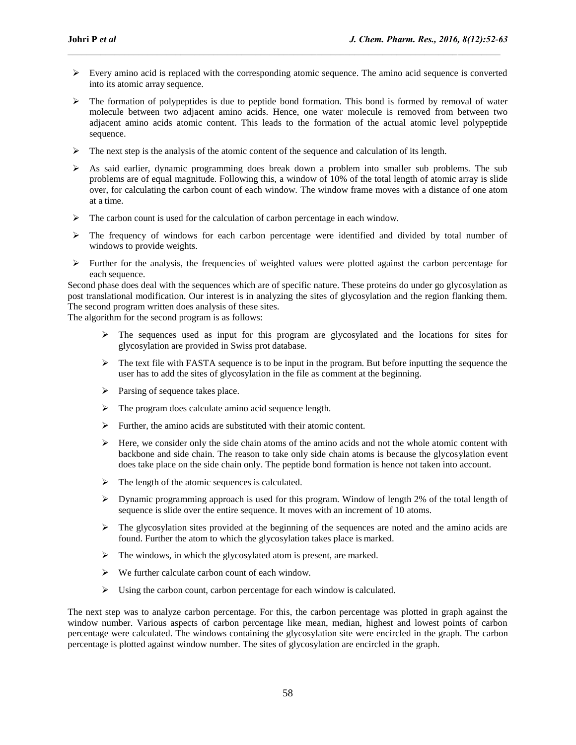- Every amino acid is replaced with the corresponding atomic sequence. The amino acid sequence is converted into its atomic array sequence.
- The formation of polypeptides is due to peptide bond formation. This bond is formed by removal of water molecule between two adjacent amino acids. Hence, one water molecule is removed from between two adjacent amino acids atomic content. This leads to the formation of the actual atomic level polypeptide sequence.
- The next step is the analysis of the atomic content of the sequence and calculation of its length.
- As said earlier, dynamic programming does break down a problem into smaller sub problems. The sub problems are of equal magnitude. Following this, a window of 10% of the total length of atomic array is slide over, for calculating the carbon count of each window. The window frame moves with a distance of one atom at a time.
- The carbon count is used for the calculation of carbon percentage in each window.
- The frequency of windows for each carbon percentage were identified and divided by total number of windows to provide weights.
- Further for the analysis, the frequencies of weighted values were plotted against the carbon percentage for each sequence.

Second phase does deal with the sequences which are of specific nature. These proteins do under go glycosylation as post translational modification. Our interest is in analyzing the sites of glycosylation and the region flanking them. The second program written does analysis of these sites.

The algorithm for the second program is as follows:

- The sequences used as input for this program are glycosylated and the locations for sites for glycosylation are provided in Swiss prot database.
- The text file with FASTA sequence is to be input in the program. But before inputting the sequence the user has to add the sites of glycosylation in the file as comment at the beginning.
- Parsing of sequence takes place.
- The program does calculate amino acid sequence length.
- Further, the amino acids are substituted with their atomic content.
- Here, we consider only the side chain atoms of the amino acids and not the whole atomic content with backbone and side chain. The reason to take only side chain atoms is because the glycosylation event does take place on the side chain only. The peptide bond formation is hence not taken into account.
- The length of the atomic sequences is calculated.
- Dynamic programming approach is used for this program. Window of length 2% of the total length of sequence is slide over the entire sequence. It moves with an increment of 10 atoms.
- The glycosylation sites provided at the beginning of the sequences are noted and the amino acids are found. Further the atom to which the glycosylation takes place is marked.
- The windows, in which the glycosylated atom is present, are marked.
- We further calculate carbon count of each window.
- Using the carbon count, carbon percentage for each window is calculated.

The next step was to analyze carbon percentage. For this, the carbon percentage was plotted in graph against the window number. Various aspects of carbon percentage like mean, median, highest and lowest points of carbon percentage were calculated. The windows containing the glycosylation site were encircled in the graph. The carbon percentage is plotted against window number. The sites of glycosylation are encircled in the graph.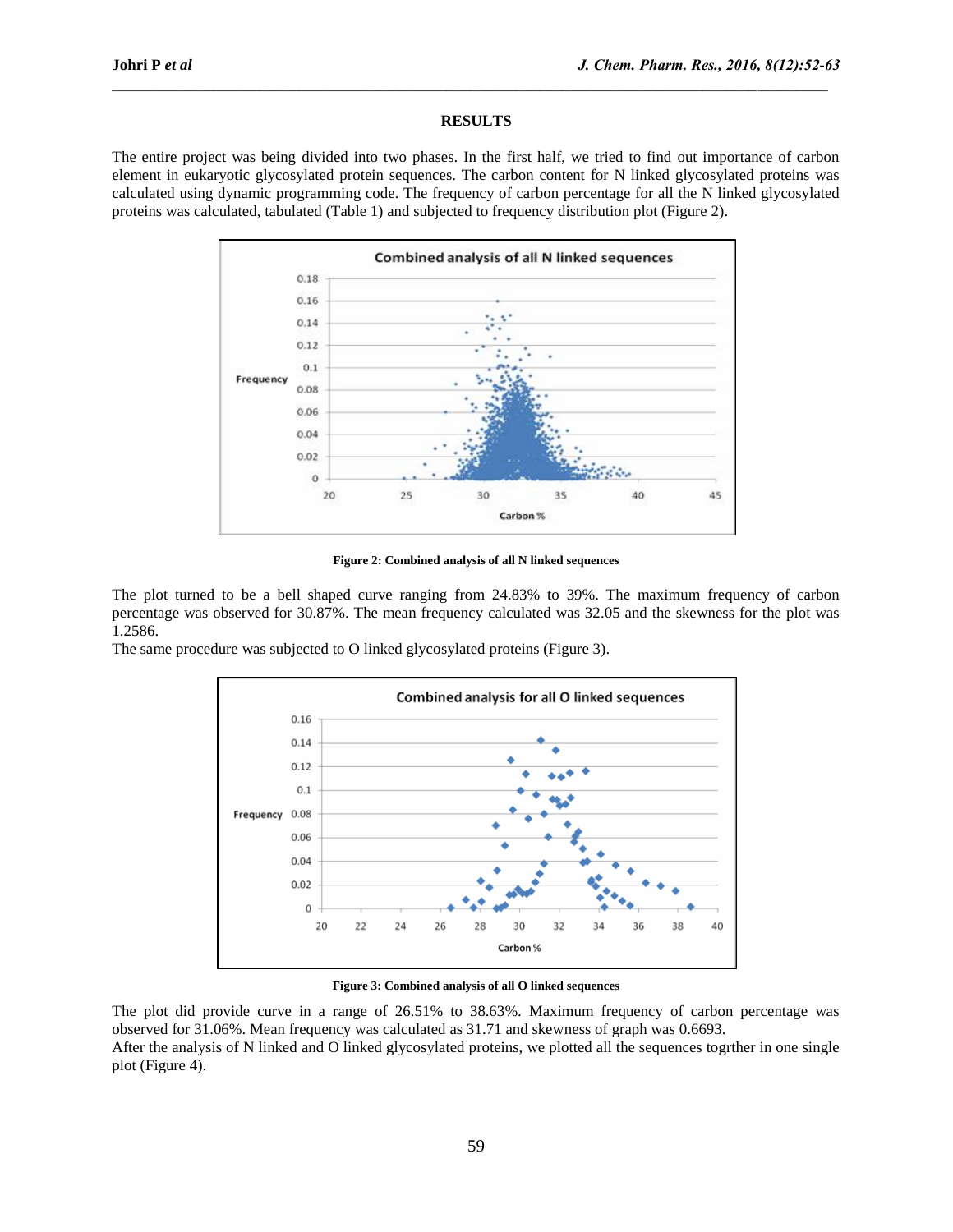## RESULTS

The entire project was being divided into two phases. In the first half, we tried to find out importance of carbon element in eukaryotic glycosylated protein sequences. The carbon content for N linked glycosylated proteins was calculated using dynamic programming code. The frequency of carbon percentage for all the N linked glycosylated proteins was calculated, tabulated (Table 1) and subjected to frequency distribution plot (Figure 2).

**Figure 2: Combined analysis of all N linked sequences**

The plot turned to be a bell shaped curve ranging from 24.83% to 39%. The maximum frequency of carbon percentage was observed for 30.87%. The mean frequency calculated was 32.05 and the skewness for the plot was 1.2586.

The same procedure was subjected to O linked glycosylated proteins (Figure 3).

**Figure 3: Combined analysis of all O linked sequences**

The plot did provide curve in a range of 26.51% to 38.63%. Maximum frequency of carbon percentage was observed for 31.06%. Mean frequency was calculated as 31.71 and skewness of graph was 0.6693.

After the analysis of N linked and O linked glycosylated proteins, we plotted all the sequences togrther in one single plot (Figure 4).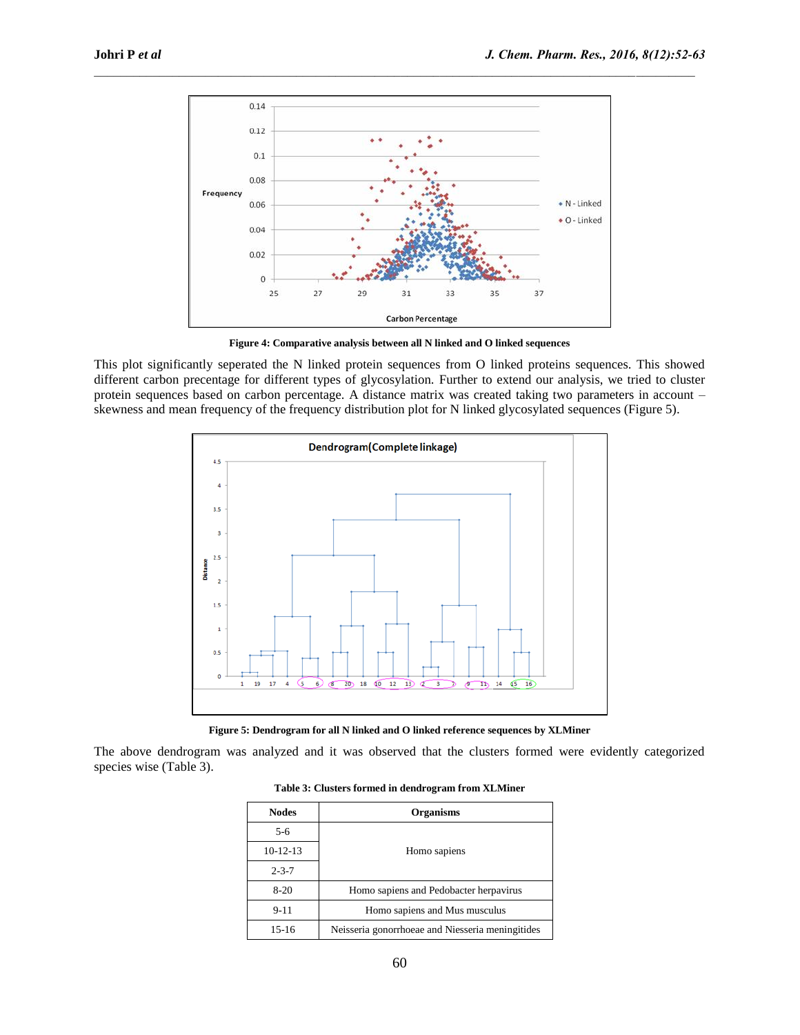Figure 4: Comparative analysis between all N linked and O linked sequences

This plot significantly seperated the N linked protein sequences from O linked proteins sequences. This showed different carbon precentage for different types of glycosylation. Further to extend our analysis, we tried to cluster protein sequences based on carbon percentage. A distance matrix was created taking two parameters in account – skewness and mean frequency of the frequency distribution plot for N linked glycosylated sequences (Figure 5).

Figure 5: Dendrogram for all N linked and O linked reference sequences by XLMiner

The above dendrogram was analyzed and it was observed that the clusters formed were evidently categorized species wise (Table 3).

**Table 3: Clusters formed in dendrogram from XLMiner**

| Nodes | Organisms |
|---|---|
| 5-6 | Homo sapiens |
| 10-12-13 | |
| 2-3-7 | |
| 8-20 | Homo sapiens and Pedobacter herpavirus |
| 9-11 | Homo sapiens and Mus musculus |
| 15-16 | Neisseria gonorrhoeae and Niesseria meningitides |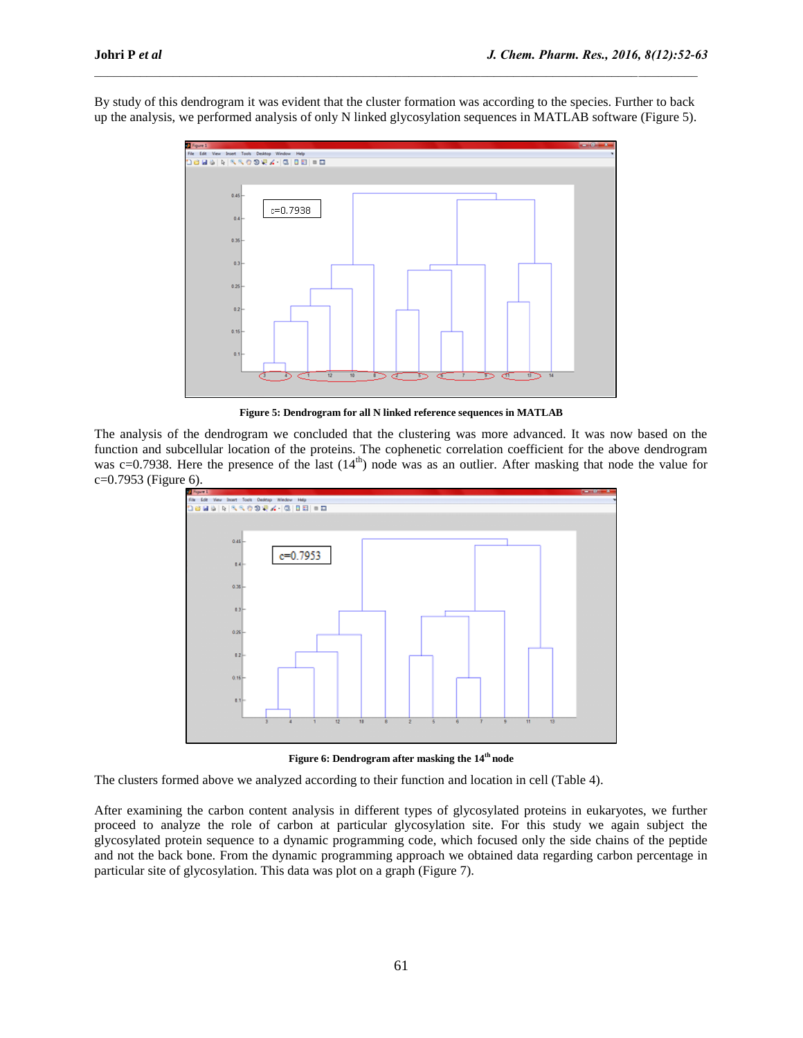By study of this dendrogram it was evident that the cluster formation was according to the species. Further to back up the analysis, we performed analysis of only N linked glycosylation sequences in MATLAB software (Figure 5).

**Figure 5: Dendrogram for all N linked reference sequences in MATLAB**

The analysis of the dendrogram we concluded that the clustering was more advanced. It was now based on the function and subcellular location of the proteins. The cophenetic correlation coefficient for the above dendrogram was c=0.7938. Here the presence of the last (14$^{th}$) node was as an outlier. After masking that node the value for c=0.7953 (Figure 6).

**Figure 6: Dendrogram after masking the 14$^{th}$ node**

The clusters formed above we analyzed according to their function and location in cell (Table 4).

After examining the carbon content analysis in different types of glycosylated proteins in eukaryotes, we further proceed to analyze the role of carbon at particular glycosylation site. For this study we again subject the glycosylated protein sequence to a dynamic programming code, which focused only the side chains of the peptide and not the back bone. From the dynamic programming approach we obtained data regarding carbon percentage in particular site of glycosylation. This data was plot on a graph (Figure 7).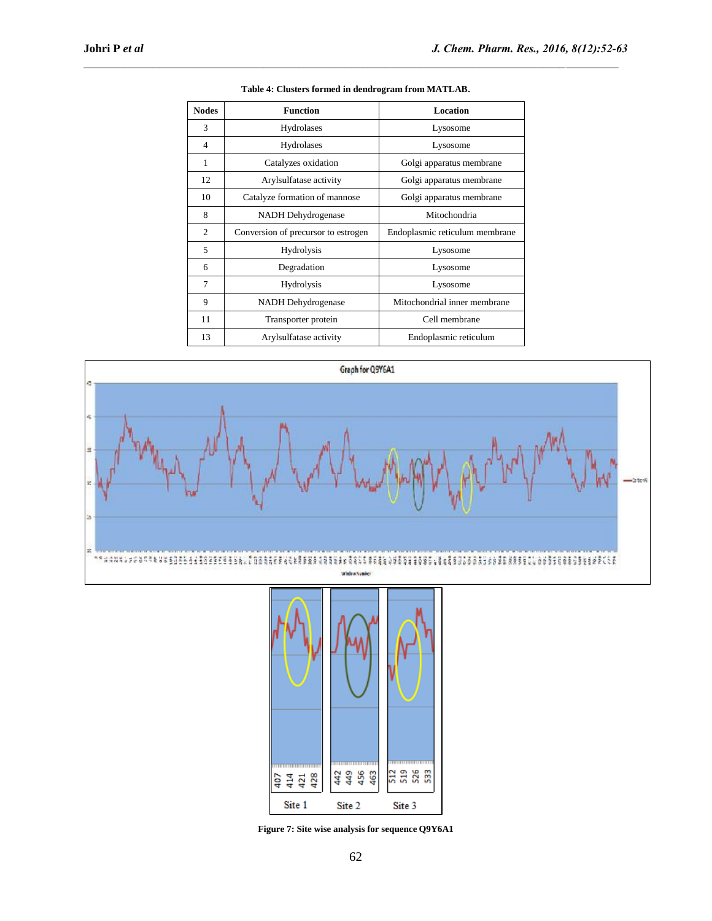**Table 4: Clusters formed in dendrogram from MATLAB.**

| Nodes | Function | Location |
|---|---|---|
| 3 | Hydrolases | Lysosome |
| 4 | Hydrolases | Lysosome |
| 1 | Catalyzes oxidation | Golgi apparatus membrane |
| 12 | Arylsulfatase activity | Golgi apparatus membrane |
| 10 | Catalyze formation of mannose | Golgi apparatus membrane |
| 8 | NADH Dehydrogenase | Mitochondria |
| 2 | Conversion of precursor to estrogen | Endoplasmic reticulum membrane |
| 5 | Hydrolysis | Lysosome |
| 6 | Degradation | Lysosome |
| 7 | Hydrolysis | Lysosome |
| 9 | NADH Dehydrogenase | Mitochondrial inner membrane |
| 11 | Transporter protein | Cell membrane |
| 13 | Arylsulfatase activity | Endoplasmic reticulum |

**Figure 7: Site wise analysis for sequence Q9Y6A1**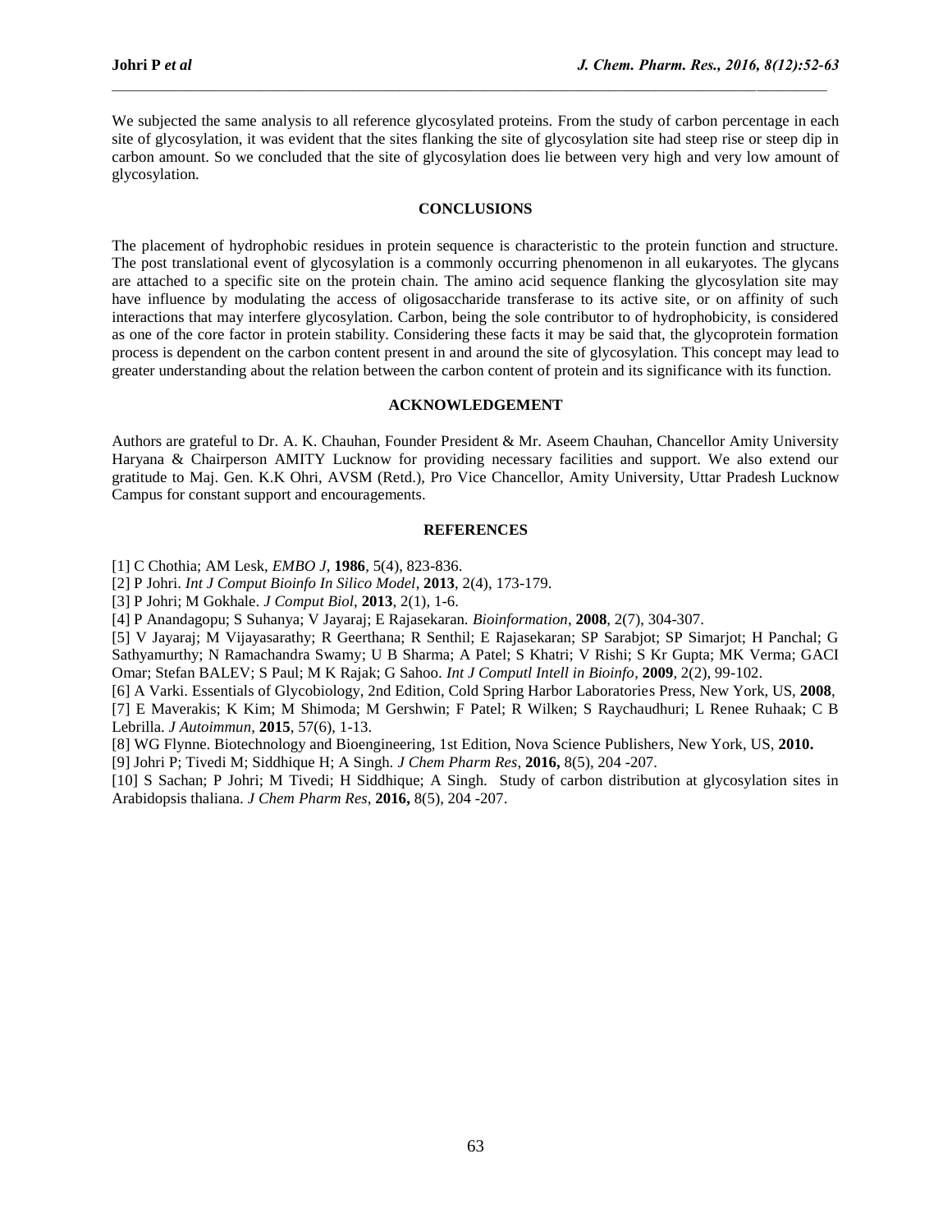We subjected the same analysis to all reference glycosylated proteins. From the study of carbon percentage in each site of glycosylation, it was evident that the sites flanking the site of glycosylation site had steep rise or steep dip in carbon amount. So we concluded that the site of glycosylation does lie between very high and very low amount of glycosylation.

## CONCLUSIONS

The placement of hydrophobic residues in protein sequence is characteristic to the protein function and structure. The post translational event of glycosylation is a commonly occurring phenomenon in all eukaryotes. The glycans are attached to a specific site on the protein chain. The amino acid sequence flanking the glycosylation site may have influence by modulating the access of oligosaccharide transferase to its active site, or on affinity of such interactions that may interfere glycosylation. Carbon, being the sole contributor to of hydrophobicity, is considered as one of the core factor in protein stability. Considering these facts it may be said that, the glycoprotein formation process is dependent on the carbon content present in and around the site of glycosylation. This concept may lead to greater understanding about the relation between the carbon content of protein and its significance with its function.

## ACKNOWLEDGEMENT

Authors are grateful to Dr. A. K. Chauhan, Founder President & Mr. Aseem Chauhan, Chancellor Amity University Haryana & Chairperson AMITY Lucknow for providing necessary facilities and support. We also extend our gratitude to Maj. Gen. K.K Ohri, AVSM (Retd.), Pro Vice Chancellor, Amity University, Uttar Pradesh Lucknow Campus for constant support and encouragements.

## REFERENCES

[1] C Chothia; AM Lesk, *EMBO J*, **1986**, 5(4), 823-836.

[2] P Johri. *Int J Comput Bioinfo In Silico Model*, **2013**, 2(4), 173-179.

[3] P Johri; M Gokhale. *J Comput Biol*, **2013**, 2(1), 1-6.

[4] P Anandagopu; S Suhanya; V Jayaraj; E Rajasekaran. *Bioinformation*, **2008**, 2(7), 304-307.

[5] V Jayaraj; M Vijayasarathy; R Geerthana; R Senthil; E Rajasekaran; SP Sarabjot; SP Simarjot; H Panchal; G Sathyamurthy; N Ramachandra Swamy; U B Sharma; A Patel; S Khatri; V Rishi; S Kr Gupta; MK Verma; GACI Omar; Stefan BALEV; S Paul; M K Rajak; G Sahoo. *Int J Computl Intell in Bioinfo*, **2009**, 2(2), 99-102.

[6] A Varki. Essentials of Glycobiology, 2nd Edition, Cold Spring Harbor Laboratories Press, New York, US, **2008**,

[7] E Maverakis; K Kim; M Shimoda; M Gershwin; F Patel; R Wilken; S Raychaudhuri; L Renee Ruhaak; C B Lebrilla. *J Autoimmun*, **2015**, 57(6), 1-13.

[8] WG Flynne. Biotechnology and Bioengineering, 1st Edition, Nova Science Publishers, New York, US, **2010.**

[9] Johri P; Tivedi M; Siddhique H; A Singh. *J Chem Pharm Res*, **2016,** 8(5), 204 -207.

[10] S Sachan; P Johri; M Tivedi; H Siddhique; A Singh. Study of carbon distribution at glycosylation sites in Arabidopsis thaliana. *J Chem Pharm Res*, **2016,** 8(5), 204 -207.